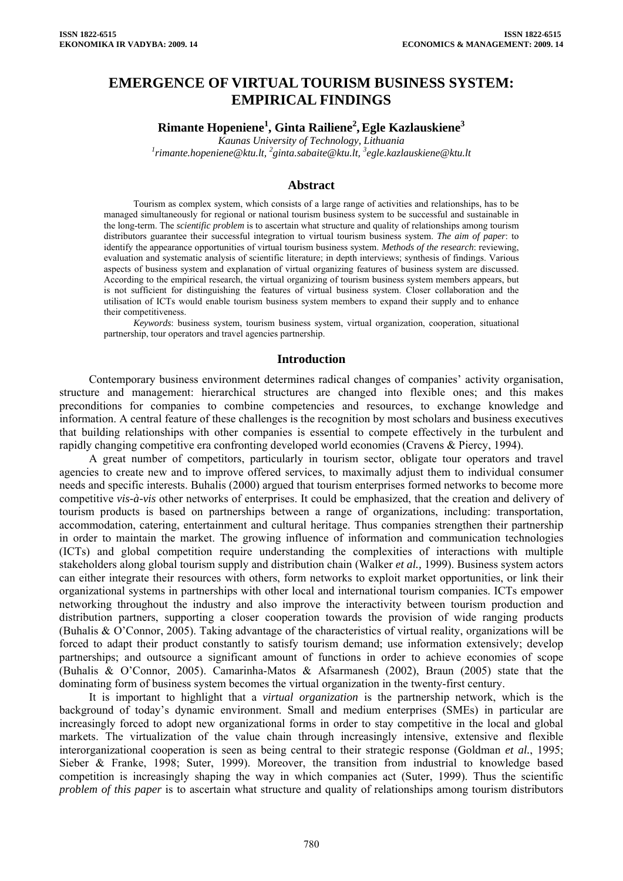# EMERGENCE OF VIRTUAL TOURISM BUSINESS SYSTEM: EMPIRICAL FINDINGS

**Rimante Hopeniene[1], Ginta Railiene[2], Egle Kazlauskiene[3]**

*Kaunas University of Technology, Lithuania*

*[1]rimante.hopeniene@ktu.lt, [2]ginta.sabaite@ktu.lt, [3]egle.kazlauskiene@ktu.lt*

## Abstract

Tourism as complex system, which consists of a large range of activities and relationships, has to be managed simultaneously for regional or national tourism business system to be successful and sustainable in the long-term. The *scientific problem* is to ascertain what structure and quality of relationships among tourism distributors guarantee their successful integration to virtual tourism business system. *The aim of paper*: to identify the appearance opportunities of virtual tourism business system. *Methods of the research*: reviewing, evaluation and systematic analysis of scientific literature; in depth interviews; synthesis of findings. Various aspects of business system and explanation of virtual organizing features of business system are discussed. According to the empirical research, the virtual organizing of tourism business system members appears, but is not sufficient for distinguishing the features of virtual business system. Closer collaboration and the utilisation of ICTs would enable tourism business system members to expand their supply and to enhance their competitiveness.

*Keywords*: business system, tourism business system, virtual organization, cooperation, situational partnership, tour operators and travel agencies partnership.

## Introduction

Contemporary business environment determines radical changes of companies' activity organisation, structure and management: hierarchical structures are changed into flexible ones; and this makes preconditions for companies to combine competencies and resources, to exchange knowledge and information. A central feature of these challenges is the recognition by most scholars and business executives that building relationships with other companies is essential to compete effectively in the turbulent and rapidly changing competitive era confronting developed world economies (Cravens & Piercy, 1994).

A great number of competitors, particularly in tourism sector, obligate tour operators and travel agencies to create new and to improve offered services, to maximally adjust them to individual consumer needs and specific interests. Buhalis (2000) argued that tourism enterprises formed networks to become more competitive *vis-à-vis* other networks of enterprises. It could be emphasized, that the creation and delivery of tourism products is based on partnerships between a range of organizations, including: transportation, accommodation, catering, entertainment and cultural heritage. Thus companies strengthen their partnership in order to maintain the market. The growing influence of information and communication technologies (ICTs) and global competition require understanding the complexities of interactions with multiple stakeholders along global tourism supply and distribution chain (Walker *et al.,* 1999). Business system actors can either integrate their resources with others, form networks to exploit market opportunities, or link their organizational systems in partnerships with other local and international tourism companies. ICTs empower networking throughout the industry and also improve the interactivity between tourism production and distribution partners, supporting a closer cooperation towards the provision of wide ranging products (Buhalis & O'Connor, 2005). Taking advantage of the characteristics of virtual reality, organizations will be forced to adapt their product constantly to satisfy tourism demand; use information extensively; develop partnerships; and outsource a significant amount of functions in order to achieve economies of scope (Buhalis & O'Connor, 2005). Camarinha-Matos & Afsarmanesh (2002), Braun (2005) state that the dominating form of business system becomes the virtual organization in the twenty-first century.

It is important to highlight that a *virtual organization* is the partnership network, which is the background of today's dynamic environment. Small and medium enterprises (SMEs) in particular are increasingly forced to adopt new organizational forms in order to stay competitive in the local and global markets. The virtualization of the value chain through increasingly intensive, extensive and flexible interorganizational cooperation is seen as being central to their strategic response (Goldman *et al.*, 1995; Sieber & Franke, 1998; Suter, 1999). Moreover, the transition from industrial to knowledge based competition is increasingly shaping the way in which companies act (Suter, 1999). Thus the scientific *problem of this paper* is to ascertain what structure and quality of relationships among tourism distributors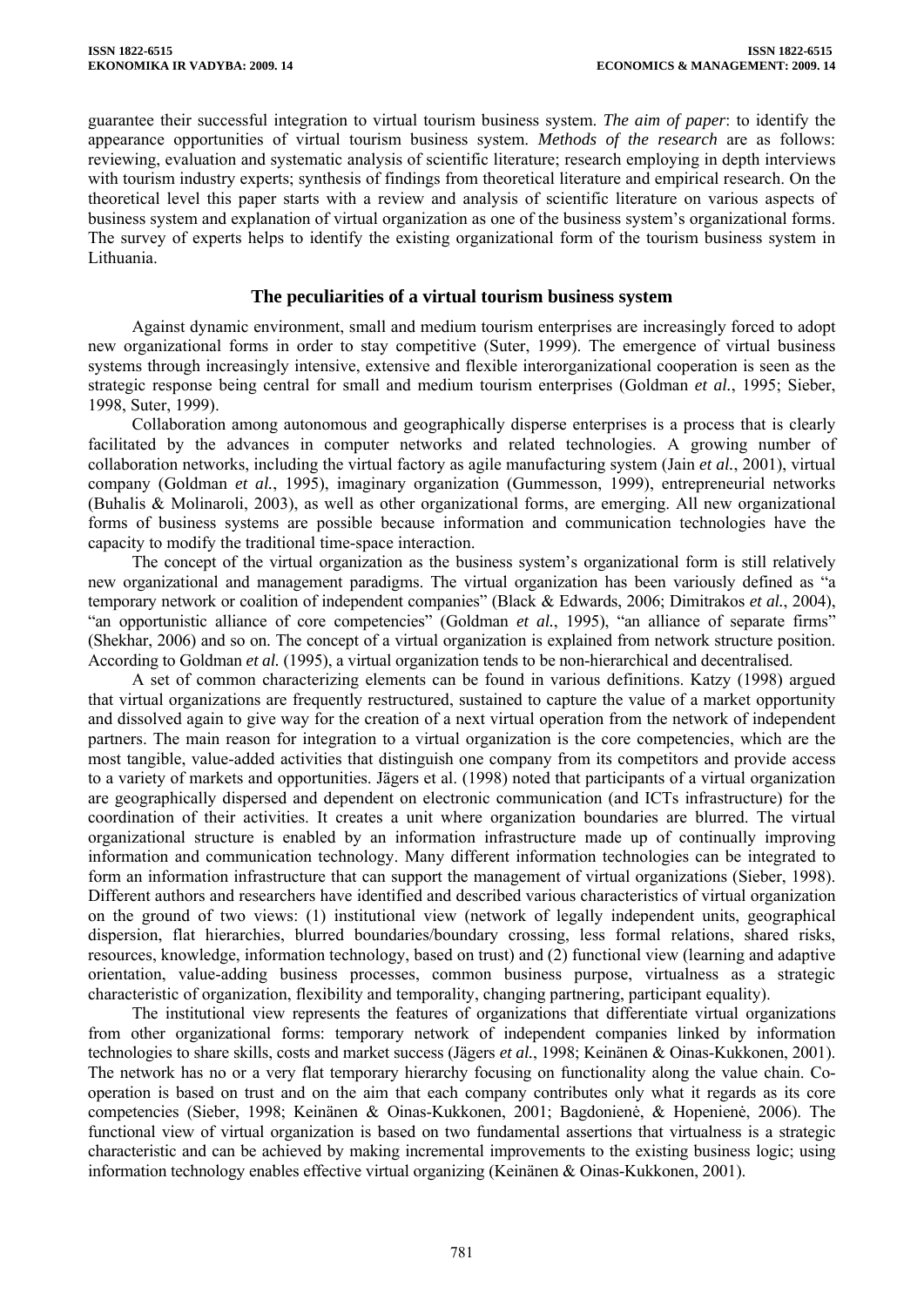guarantee their successful integration to virtual tourism business system. *The aim of paper*: to identify the appearance opportunities of virtual tourism business system. *Methods of the research* are as follows: reviewing, evaluation and systematic analysis of scientific literature; research employing in depth interviews with tourism industry experts; synthesis of findings from theoretical literature and empirical research. On the theoretical level this paper starts with a review and analysis of scientific literature on various aspects of business system and explanation of virtual organization as one of the business system's organizational forms. The survey of experts helps to identify the existing organizational form of the tourism business system in Lithuania.

## The peculiarities of a virtual tourism business system

Against dynamic environment, small and medium tourism enterprises are increasingly forced to adopt new organizational forms in order to stay competitive (Suter, 1999). The emergence of virtual business systems through increasingly intensive, extensive and flexible interorganizational cooperation is seen as the strategic response being central for small and medium tourism enterprises (Goldman *et al.*, 1995; Sieber, 1998, Suter, 1999).

Collaboration among autonomous and geographically disperse enterprises is a process that is clearly facilitated by the advances in computer networks and related technologies. A growing number of collaboration networks, including the virtual factory as agile manufacturing system (Jain *et al.*, 2001), virtual company (Goldman *et al.*, 1995), imaginary organization (Gummesson, 1999), entrepreneurial networks (Buhalis & Molinaroli, 2003), as well as other organizational forms, are emerging. All new organizational forms of business systems are possible because information and communication technologies have the capacity to modify the traditional time-space interaction.

The concept of the virtual organization as the business system's organizational form is still relatively new organizational and management paradigms. The virtual organization has been variously defined as "a temporary network or coalition of independent companies" (Black & Edwards, 2006; Dimitrakos *et al.*, 2004), "an opportunistic alliance of core competencies" (Goldman *et al.*, 1995), "an alliance of separate firms" (Shekhar, 2006) and so on. The concept of a virtual organization is explained from network structure position. According to Goldman *et al.* (1995), a virtual organization tends to be non-hierarchical and decentralised.

A set of common characterizing elements can be found in various definitions. Katzy (1998) argued that virtual organizations are frequently restructured, sustained to capture the value of a market opportunity and dissolved again to give way for the creation of a next virtual operation from the network of independent partners. The main reason for integration to a virtual organization is the core competencies, which are the most tangible, value-added activities that distinguish one company from its competitors and provide access to a variety of markets and opportunities. Jägers et al. (1998) noted that participants of a virtual organization are geographically dispersed and dependent on electronic communication (and ICTs infrastructure) for the coordination of their activities. It creates a unit where organization boundaries are blurred. The virtual organizational structure is enabled by an information infrastructure made up of continually improving information and communication technology. Many different information technologies can be integrated to form an information infrastructure that can support the management of virtual organizations (Sieber, 1998). Different authors and researchers have identified and described various characteristics of virtual organization on the ground of two views: (1) institutional view (network of legally independent units, geographical dispersion, flat hierarchies, blurred boundaries/boundary crossing, less formal relations, shared risks, resources, knowledge, information technology, based on trust) and (2) functional view (learning and adaptive orientation, value-adding business processes, common business purpose, virtualness as a strategic characteristic of organization, flexibility and temporality, changing partnering, participant equality).

The institutional view represents the features of organizations that differentiate virtual organizations from other organizational forms: temporary network of independent companies linked by information technologies to share skills, costs and market success (Jägers *et al.*, 1998; Keinänen & Oinas-Kukkonen, 2001). The network has no or a very flat temporary hierarchy focusing on functionality along the value chain. Co-operation is based on trust and on the aim that each company contributes only what it regards as its core competencies (Sieber, 1998; Keinänen & Oinas-Kukkonen, 2001; Bagdonienė, & Hopenienė, 2006). The functional view of virtual organization is based on two fundamental assertions that virtualness is a strategic characteristic and can be achieved by making incremental improvements to the existing business logic; using information technology enables effective virtual organizing (Keinänen & Oinas-Kukkonen, 2001).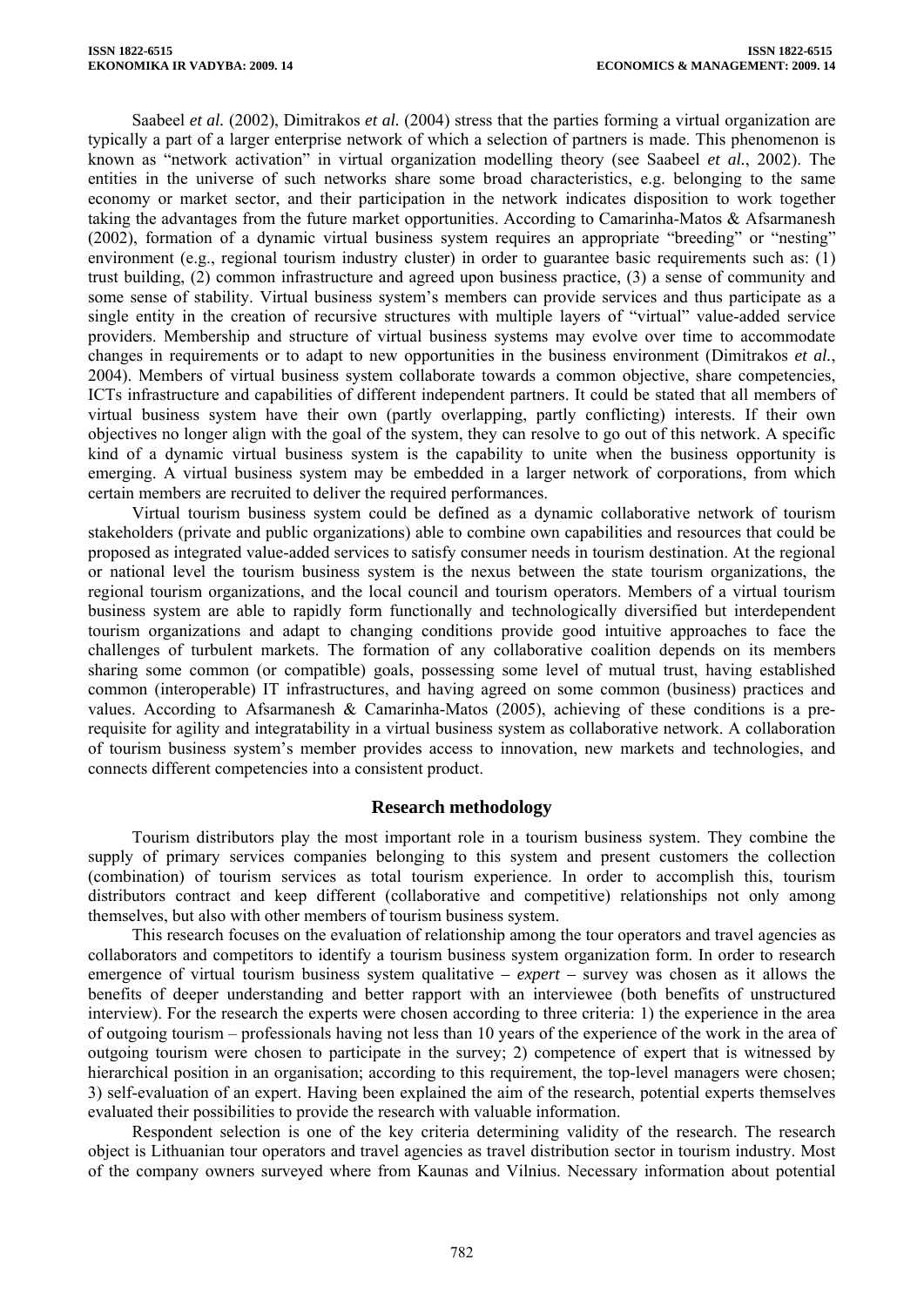Saabeel *et al.* (2002), Dimitrakos *et al.* (2004) stress that the parties forming a virtual organization are typically a part of a larger enterprise network of which a selection of partners is made. This phenomenon is known as "network activation" in virtual organization modelling theory (see Saabeel *et al.*, 2002). The entities in the universe of such networks share some broad characteristics, e.g. belonging to the same economy or market sector, and their participation in the network indicates disposition to work together taking the advantages from the future market opportunities. According to Camarinha-Matos & Afsarmanesh (2002), formation of a dynamic virtual business system requires an appropriate "breeding" or "nesting" environment (e.g., regional tourism industry cluster) in order to guarantee basic requirements such as: (1) trust building, (2) common infrastructure and agreed upon business practice, (3) a sense of community and some sense of stability. Virtual business system's members can provide services and thus participate as a single entity in the creation of recursive structures with multiple layers of "virtual" value-added service providers. Membership and structure of virtual business systems may evolve over time to accommodate changes in requirements or to adapt to new opportunities in the business environment (Dimitrakos *et al.*, 2004). Members of virtual business system collaborate towards a common objective, share competencies, ICTs infrastructure and capabilities of different independent partners. It could be stated that all members of virtual business system have their own (partly overlapping, partly conflicting) interests. If their own objectives no longer align with the goal of the system, they can resolve to go out of this network. A specific kind of a dynamic virtual business system is the capability to unite when the business opportunity is emerging. A virtual business system may be embedded in a larger network of corporations, from which certain members are recruited to deliver the required performances.

Virtual tourism business system could be defined as a dynamic collaborative network of tourism stakeholders (private and public organizations) able to combine own capabilities and resources that could be proposed as integrated value-added services to satisfy consumer needs in tourism destination. At the regional or national level the tourism business system is the nexus between the state tourism organizations, the regional tourism organizations, and the local council and tourism operators. Members of a virtual tourism business system are able to rapidly form functionally and technologically diversified but interdependent tourism organizations and adapt to changing conditions provide good intuitive approaches to face the challenges of turbulent markets. The formation of any collaborative coalition depends on its members sharing some common (or compatible) goals, possessing some level of mutual trust, having established common (interoperable) IT infrastructures, and having agreed on some common (business) practices and values. According to Afsarmanesh & Camarinha-Matos (2005), achieving of these conditions is a pre-requisite for agility and integratability in a virtual business system as collaborative network. A collaboration of tourism business system's member provides access to innovation, new markets and technologies, and connects different competencies into a consistent product.

## Research methodology

Tourism distributors play the most important role in a tourism business system. They combine the supply of primary services companies belonging to this system and present customers the collection (combination) of tourism services as total tourism experience. In order to accomplish this, tourism distributors contract and keep different (collaborative and competitive) relationships not only among themselves, but also with other members of tourism business system.

This research focuses on the evaluation of relationship among the tour operators and travel agencies as collaborators and competitors to identify a tourism business system organization form. In order to research emergence of virtual tourism business system qualitative – *expert* – survey was chosen as it allows the benefits of deeper understanding and better rapport with an interviewee (both benefits of unstructured interview). For the research the experts were chosen according to three criteria: 1) the experience in the area of outgoing tourism – professionals having not less than 10 years of the experience of the work in the area of outgoing tourism were chosen to participate in the survey; 2) competence of expert that is witnessed by hierarchical position in an organisation; according to this requirement, the top-level managers were chosen; 3) self-evaluation of an expert. Having been explained the aim of the research, potential experts themselves evaluated their possibilities to provide the research with valuable information.

Respondent selection is one of the key criteria determining validity of the research. The research object is Lithuanian tour operators and travel agencies as travel distribution sector in tourism industry. Most of the company owners surveyed where from Kaunas and Vilnius. Necessary information about potential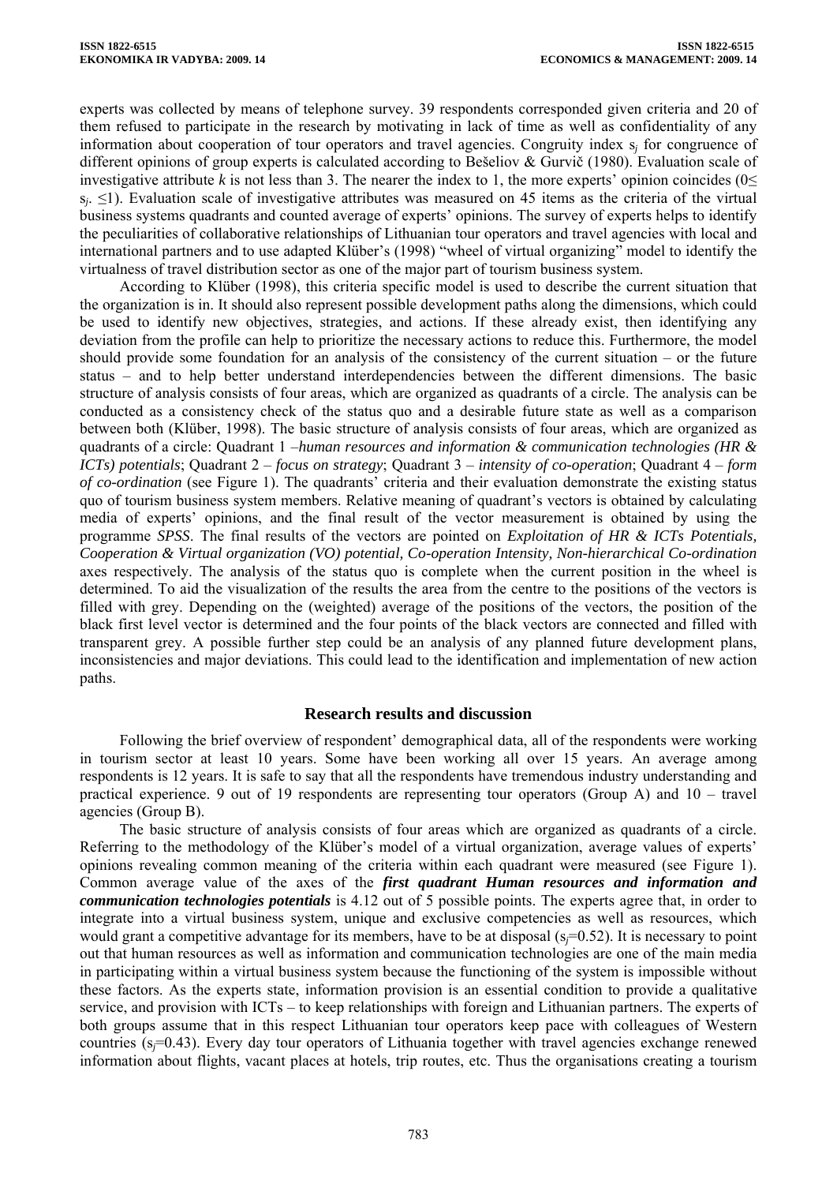experts was collected by means of telephone survey. 39 respondents corresponded given criteria and 20 of them refused to participate in the research by motivating in lack of time as well as confidentiality of any information about cooperation of tour operators and travel agencies. Congruity index $s_j$ for congruence of different opinions of group experts is calculated according to Bešeliov & Gurvič (1980). Evaluation scale of investigative attribute $k$ is not less than 3. The nearer the index to 1, the more experts' opinion coincides ($0 \leq s_j \leq 1$). Evaluation scale of investigative attributes was measured on 45 items as the criteria of the virtual business systems quadrants and counted average of experts' opinions. The survey of experts helps to identify the peculiarities of collaborative relationships of Lithuanian tour operators and travel agencies with local and international partners and to use adapted Klüber's (1998) "wheel of virtual organizing" model to identify the virtualness of travel distribution sector as one of the major part of tourism business system.

According to Klüber (1998), this criteria specific model is used to describe the current situation that the organization is in. It should also represent possible development paths along the dimensions, which could be used to identify new objectives, strategies, and actions. If these already exist, then identifying any deviation from the profile can help to prioritize the necessary actions to reduce this. Furthermore, the model should provide some foundation for an analysis of the consistency of the current situation – or the future status – and to help better understand interdependencies between the different dimensions. The basic structure of analysis consists of four areas, which are organized as quadrants of a circle. The analysis can be conducted as a consistency check of the status quo and a desirable future state as well as a comparison between both (Klüber, 1998). The basic structure of analysis consists of four areas, which are organized as quadrants of a circle: Quadrant 1 –*human resources and information & communication technologies (HR & ICTs) potentials*; Quadrant 2 – *focus on strategy*; Quadrant 3 – *intensity of co-operation*; Quadrant 4 – *form of co-ordination* (see Figure 1). The quadrants' criteria and their evaluation demonstrate the existing status quo of tourism business system members. Relative meaning of quadrant's vectors is obtained by calculating media of experts' opinions, and the final result of the vector measurement is obtained by using the programme *SPSS*. The final results of the vectors are pointed on *Exploitation of HR & ICTs Potentials, Cooperation & Virtual organization (VO) potential, Co-operation Intensity, Non-hierarchical Co-ordination* axes respectively. The analysis of the status quo is complete when the current position in the wheel is determined. To aid the visualization of the results the area from the centre to the positions of the vectors is filled with grey. Depending on the (weighted) average of the positions of the vectors, the position of the black first level vector is determined and the four points of the black vectors are connected and filled with transparent grey. A possible further step could be an analysis of any planned future development plans, inconsistencies and major deviations. This could lead to the identification and implementation of new action paths.

## Research results and discussion

Following the brief overview of respondent' demographical data, all of the respondents were working in tourism sector at least 10 years. Some have been working all over 15 years. An average among respondents is 12 years. It is safe to say that all the respondents have tremendous industry understanding and practical experience. 9 out of 19 respondents are representing tour operators (Group A) and 10 – travel agencies (Group B).

The basic structure of analysis consists of four areas which are organized as quadrants of a circle. Referring to the methodology of the Klüber's model of a virtual organization, average values of experts' opinions revealing common meaning of the criteria within each quadrant were measured (see Figure 1). Common average value of the axes of the ***first quadrant Human resources and information and communication technologies potentials*** is 4.12 out of 5 possible points. The experts agree that, in order to integrate into a virtual business system, unique and exclusive competencies as well as resources, which would grant a competitive advantage for its members, have to be at disposal ($s_j$=0.52). It is necessary to point out that human resources as well as information and communication technologies are one of the main media in participating within a virtual business system because the functioning of the system is impossible without these factors. As the experts state, information provision is an essential condition to provide a qualitative service, and provision with ICTs – to keep relationships with foreign and Lithuanian partners. The experts of both groups assume that in this respect Lithuanian tour operators keep pace with colleagues of Western countries ($s_j$=0.43). Every day tour operators of Lithuania together with travel agencies exchange renewed information about flights, vacant places at hotels, trip routes, etc. Thus the organisations creating a tourism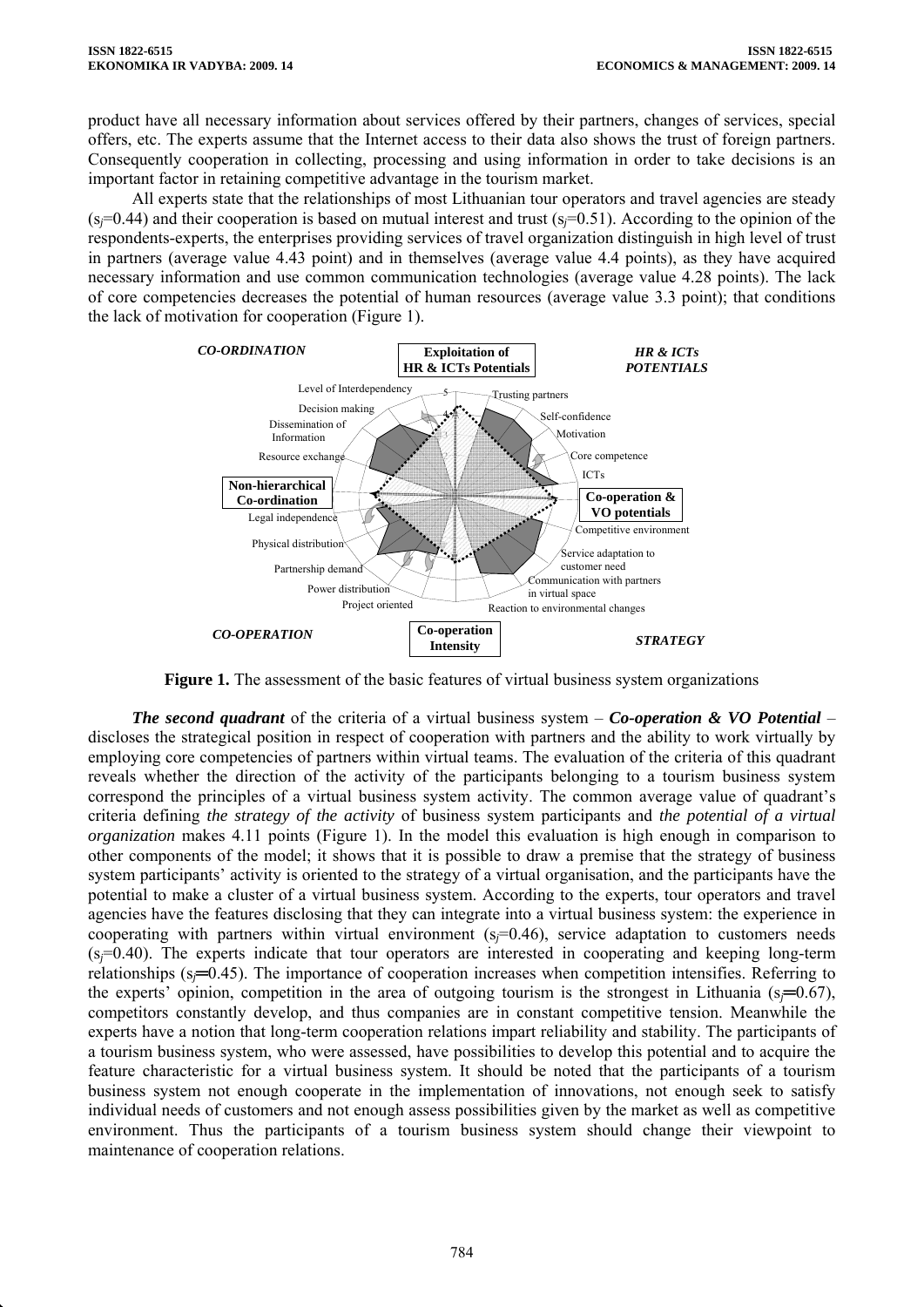product have all necessary information about services offered by their partners, changes of services, special offers, etc. The experts assume that the Internet access to their data also shows the trust of foreign partners. Consequently cooperation in collecting, processing and using information in order to take decisions is an important factor in retaining competitive advantage in the tourism market.

All experts state that the relationships of most Lithuanian tour operators and travel agencies are steady ($s_j$=0.44) and their cooperation is based on mutual interest and trust ($s_j$=0.51). According to the opinion of the respondents-experts, the enterprises providing services of travel organization distinguish in high level of trust in partners (average value 4.43 point) and in themselves (average value 4.4 points), as they have acquired necessary information and use common communication technologies (average value 4.28 points). The lack of core competencies decreases the potential of human resources (average value 3.3 point); that conditions the lack of motivation for cooperation (Figure 1).

**Figure 1.** The assessment of the basic features of virtual business system organizations

***The second quadrant*** of the criteria of a virtual business system – ***Co-operation & VO Potential*** – discloses the strategical position in respect of cooperation with partners and the ability to work virtually by employing core competencies of partners within virtual teams. The evaluation of the criteria of this quadrant reveals whether the direction of the activity of the participants belonging to a tourism business system correspond the principles of a virtual business system activity. The common average value of quadrant's criteria defining *the strategy of the activity* of business system participants and *the potential of a virtual organization* makes 4.11 points (Figure 1). In the model this evaluation is high enough in comparison to other components of the model; it shows that it is possible to draw a premise that the strategy of business system participants' activity is oriented to the strategy of a virtual organisation, and the participants have the potential to make a cluster of a virtual business system. According to the experts, tour operators and travel agencies have the features disclosing that they can integrate into a virtual business system: the experience in cooperating with partners within virtual environment ($s_j$=0.46), service adaptation to customers needs ($s_j$=0.40). The experts indicate that tour operators are interested in cooperating and keeping long-term relationships ($s_j$=0.45). The importance of cooperation increases when competition intensifies. Referring to the experts' opinion, competition in the area of outgoing tourism is the strongest in Lithuania ($s_j$=0.67), competitors constantly develop, and thus companies are in constant competitive tension. Meanwhile the experts have a notion that long-term cooperation relations impart reliability and stability. The participants of a tourism business system, who were assessed, have possibilities to develop this potential and to acquire the feature characteristic for a virtual business system. It should be noted that the participants of a tourism business system not enough cooperate in the implementation of innovations, not enough seek to satisfy individual needs of customers and not enough assess possibilities given by the market as well as competitive environment. Thus the participants of a tourism business system should change their viewpoint to maintenance of cooperation relations.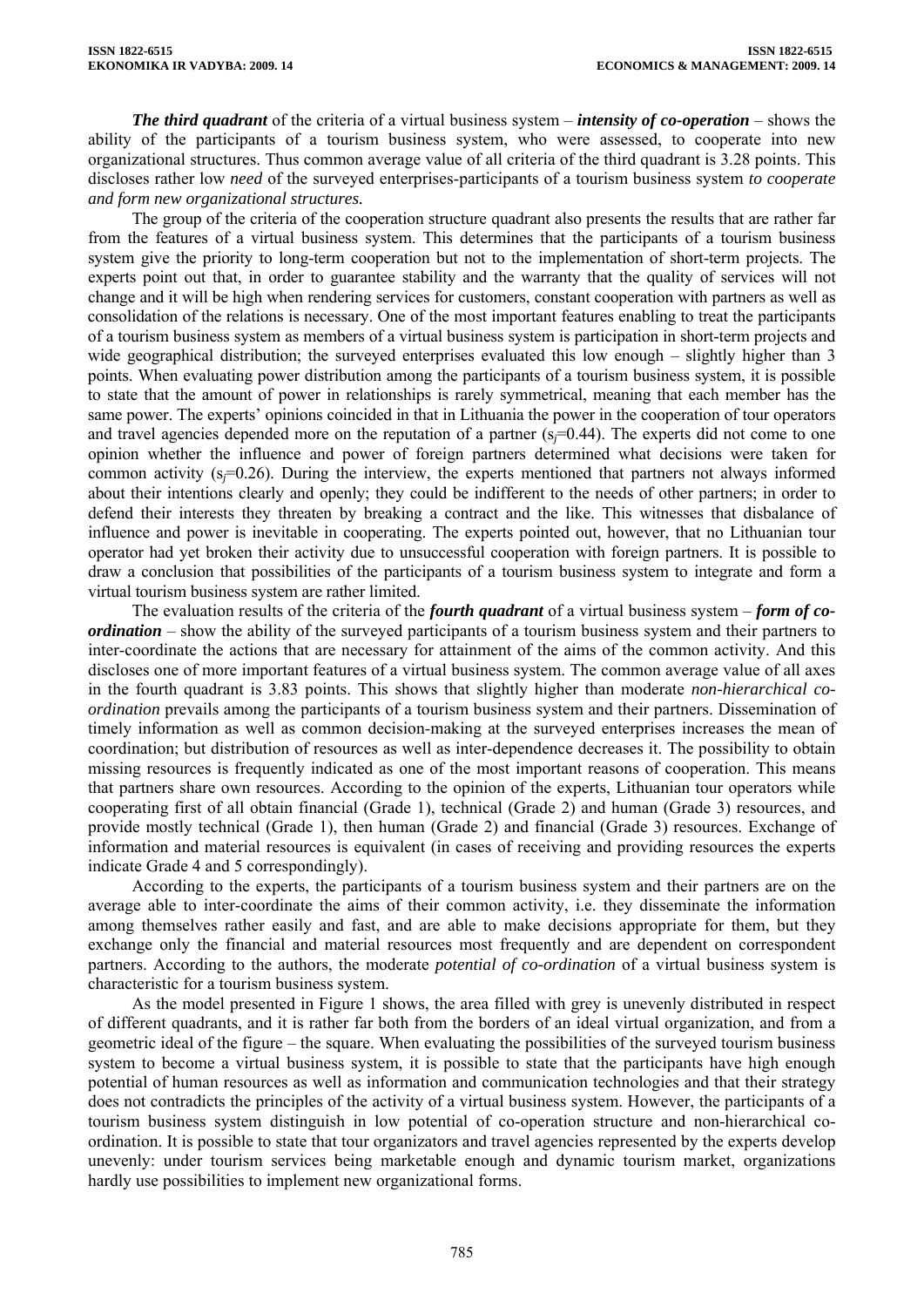***The third quadrant*** of the criteria of a virtual business system – ***intensity of co-operation*** – shows the ability of the participants of a tourism business system, who were assessed, to cooperate into new organizational structures. Thus common average value of all criteria of the third quadrant is 3.28 points. This discloses rather low *need* of the surveyed enterprises-participants of a tourism business system *to cooperate and form new organizational structures.*

The group of the criteria of the cooperation structure quadrant also presents the results that are rather far from the features of a virtual business system. This determines that the participants of a tourism business system give the priority to long-term cooperation but not to the implementation of short-term projects. The experts point out that, in order to guarantee stability and the warranty that the quality of services will not change and it will be high when rendering services for customers, constant cooperation with partners as well as consolidation of the relations is necessary. One of the most important features enabling to treat the participants of a tourism business system as members of a virtual business system is participation in short-term projects and wide geographical distribution; the surveyed enterprises evaluated this low enough – slightly higher than 3 points. When evaluating power distribution among the participants of a tourism business system, it is possible to state that the amount of power in relationships is rarely symmetrical, meaning that each member has the same power. The experts' opinions coincided in that in Lithuania the power in the cooperation of tour operators and travel agencies depended more on the reputation of a partner ($s_j$=0.44). The experts did not come to one opinion whether the influence and power of foreign partners determined what decisions were taken for common activity ($s_j$=0.26). During the interview, the experts mentioned that partners not always informed about their intentions clearly and openly; they could be indifferent to the needs of other partners; in order to defend their interests they threaten by breaking a contract and the like. This witnesses that disbalance of influence and power is inevitable in cooperating. The experts pointed out, however, that no Lithuanian tour operator had yet broken their activity due to unsuccessful cooperation with foreign partners. It is possible to draw a conclusion that possibilities of the participants of a tourism business system to integrate and form a virtual tourism business system are rather limited.

The evaluation results of the criteria of the ***fourth quadrant*** of a virtual business system – ***form of co-ordination*** – show the ability of the surveyed participants of a tourism business system and their partners to inter-coordinate the actions that are necessary for attainment of the aims of the common activity. And this discloses one of more important features of a virtual business system. The common average value of all axes in the fourth quadrant is 3.83 points. This shows that slightly higher than moderate *non-hierarchical co-ordination* prevails among the participants of a tourism business system and their partners. Dissemination of timely information as well as common decision-making at the surveyed enterprises increases the mean of coordination; but distribution of resources as well as inter-dependence decreases it. The possibility to obtain missing resources is frequently indicated as one of the most important reasons of cooperation. This means that partners share own resources. According to the opinion of the experts, Lithuanian tour operators while cooperating first of all obtain financial (Grade 1), technical (Grade 2) and human (Grade 3) resources, and provide mostly technical (Grade 1), then human (Grade 2) and financial (Grade 3) resources. Exchange of information and material resources is equivalent (in cases of receiving and providing resources the experts indicate Grade 4 and 5 correspondingly).

According to the experts, the participants of a tourism business system and their partners are on the average able to inter-coordinate the aims of their common activity, i.e. they disseminate the information among themselves rather easily and fast, and are able to make decisions appropriate for them, but they exchange only the financial and material resources most frequently and are dependent on correspondent partners. According to the authors, the moderate *potential of co-ordination* of a virtual business system is characteristic for a tourism business system.

As the model presented in Figure 1 shows, the area filled with grey is unevenly distributed in respect of different quadrants, and it is rather far both from the borders of an ideal virtual organization, and from a geometric ideal of the figure – the square. When evaluating the possibilities of the surveyed tourism business system to become a virtual business system, it is possible to state that the participants have high enough potential of human resources as well as information and communication technologies and that their strategy does not contradicts the principles of the activity of a virtual business system. However, the participants of a tourism business system distinguish in low potential of co-operation structure and non-hierarchical co-ordination. It is possible to state that tour organizators and travel agencies represented by the experts develop unevenly: under tourism services being marketable enough and dynamic tourism market, organizations hardly use possibilities to implement new organizational forms.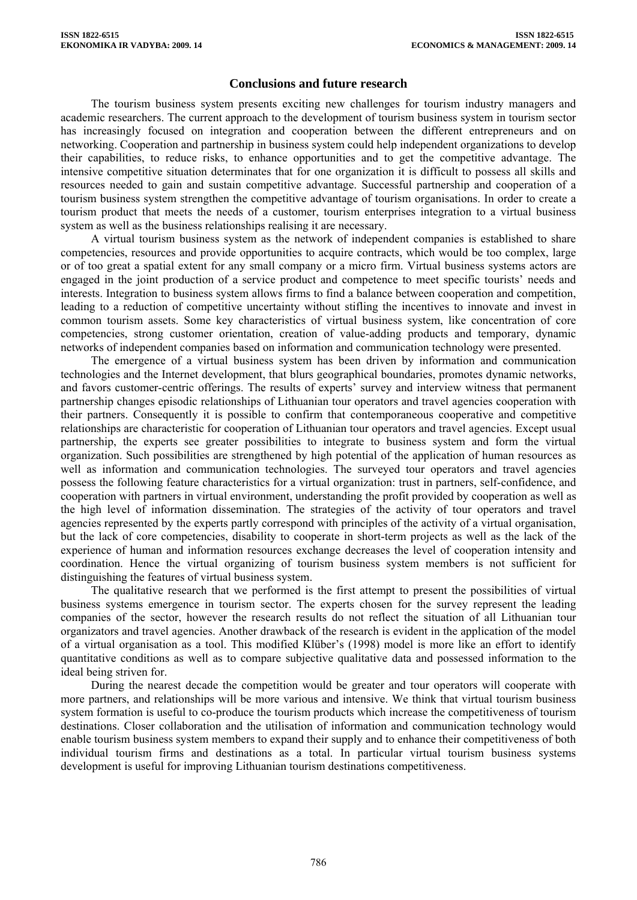## Conclusions and future research

The tourism business system presents exciting new challenges for tourism industry managers and academic researchers. The current approach to the development of tourism business system in tourism sector has increasingly focused on integration and cooperation between the different entrepreneurs and on networking. Cooperation and partnership in business system could help independent organizations to develop their capabilities, to reduce risks, to enhance opportunities and to get the competitive advantage. The intensive competitive situation determinates that for one organization it is difficult to possess all skills and resources needed to gain and sustain competitive advantage. Successful partnership and cooperation of a tourism business system strengthen the competitive advantage of tourism organisations. In order to create a tourism product that meets the needs of a customer, tourism enterprises integration to a virtual business system as well as the business relationships realising it are necessary.

A virtual tourism business system as the network of independent companies is established to share competencies, resources and provide opportunities to acquire contracts, which would be too complex, large or of too great a spatial extent for any small company or a micro firm. Virtual business systems actors are engaged in the joint production of a service product and competence to meet specific tourists' needs and interests. Integration to business system allows firms to find a balance between cooperation and competition, leading to a reduction of competitive uncertainty without stifling the incentives to innovate and invest in common tourism assets. Some key characteristics of virtual business system, like concentration of core competencies, strong customer orientation, creation of value-adding products and temporary, dynamic networks of independent companies based on information and communication technology were presented.

The emergence of a virtual business system has been driven by information and communication technologies and the Internet development, that blurs geographical boundaries, promotes dynamic networks, and favors customer-centric offerings. The results of experts' survey and interview witness that permanent partnership changes episodic relationships of Lithuanian tour operators and travel agencies cooperation with their partners. Consequently it is possible to confirm that contemporaneous cooperative and competitive relationships are characteristic for cooperation of Lithuanian tour operators and travel agencies. Except usual partnership, the experts see greater possibilities to integrate to business system and form the virtual organization. Such possibilities are strengthened by high potential of the application of human resources as well as information and communication technologies. The surveyed tour operators and travel agencies possess the following feature characteristics for a virtual organization: trust in partners, self-confidence, and cooperation with partners in virtual environment, understanding the profit provided by cooperation as well as the high level of information dissemination. The strategies of the activity of tour operators and travel agencies represented by the experts partly correspond with principles of the activity of a virtual organisation, but the lack of core competencies, disability to cooperate in short-term projects as well as the lack of the experience of human and information resources exchange decreases the level of cooperation intensity and coordination. Hence the virtual organizing of tourism business system members is not sufficient for distinguishing the features of virtual business system.

The qualitative research that we performed is the first attempt to present the possibilities of virtual business systems emergence in tourism sector. The experts chosen for the survey represent the leading companies of the sector, however the research results do not reflect the situation of all Lithuanian tour organizators and travel agencies. Another drawback of the research is evident in the application of the model of a virtual organisation as a tool. This modified Klüber's (1998) model is more like an effort to identify quantitative conditions as well as to compare subjective qualitative data and possessed information to the ideal being striven for.

During the nearest decade the competition would be greater and tour operators will cooperate with more partners, and relationships will be more various and intensive. We think that virtual tourism business system formation is useful to co-produce the tourism products which increase the competitiveness of tourism destinations. Closer collaboration and the utilisation of information and communication technology would enable tourism business system members to expand their supply and to enhance their competitiveness of both individual tourism firms and destinations as a total. In particular virtual tourism business systems development is useful for improving Lithuanian tourism destinations competitiveness.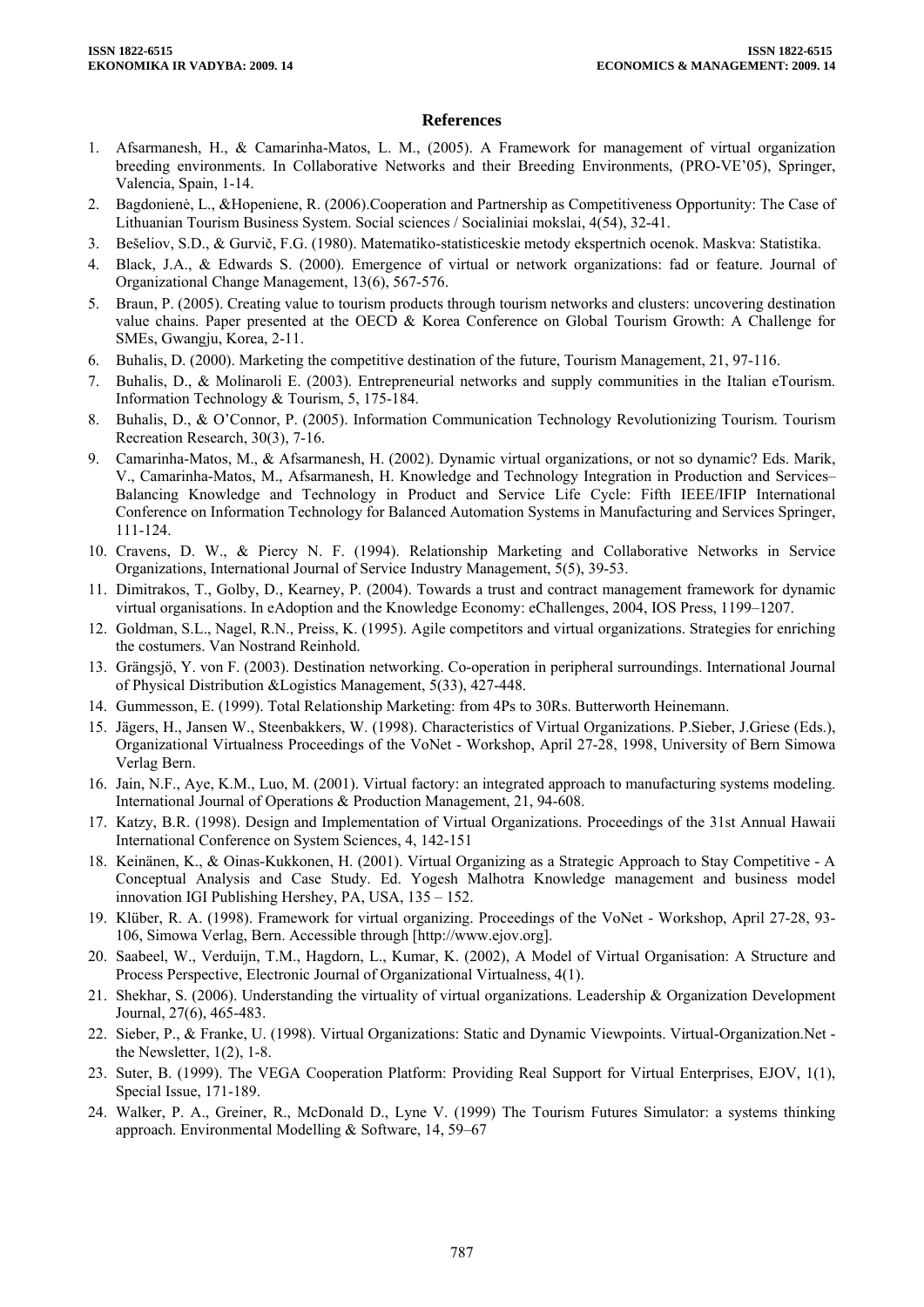## References

1. Afsarmanesh, H., & Camarinha-Matos, L. M., (2005). A Framework for management of virtual organization breeding environments. In Collaborative Networks and their Breeding Environments, (PRO-VE'05), Springer, Valencia, Spain, 1-14.
2. Bagdonienė, L., &Hopeniene, R. (2006).Cooperation and Partnership as Competitiveness Opportunity: The Case of Lithuanian Tourism Business System. Social sciences / Socialiniai mokslai, 4(54), 32-41.
3. Bešeliov, S.D., & Gurvič, F.G. (1980). Matematiko-statisticeskie metody ekspertnich ocenok. Maskva: Statistika.
4. Black, J.A., & Edwards S. (2000). Emergence of virtual or network organizations: fad or feature. Journal of Organizational Change Management, 13(6), 567-576.
5. Braun, P. (2005). Creating value to tourism products through tourism networks and clusters: uncovering destination value chains. Paper presented at the OECD & Korea Conference on Global Tourism Growth: A Challenge for SMEs, Gwangju, Korea, 2-11.
6. Buhalis, D. (2000). Marketing the competitive destination of the future, Tourism Management, 21, 97-116.
7. Buhalis, D., & Molinaroli E. (2003). Entrepreneurial networks and supply communities in the Italian eTourism. Information Technology & Tourism, 5, 175-184.
8. Buhalis, D., & O'Connor, P. (2005). Information Communication Technology Revolutionizing Tourism. Tourism Recreation Research, 30(3), 7-16.
9. Camarinha-Matos, M., & Afsarmanesh, H. (2002). Dynamic virtual organizations, or not so dynamic? Eds. Marik, V., Camarinha-Matos, M., Afsarmanesh, H. Knowledge and Technology Integration in Production and Services– Balancing Knowledge and Technology in Product and Service Life Cycle: Fifth IEEE/IFIP International Conference on Information Technology for Balanced Automation Systems in Manufacturing and Services Springer, 111-124.
10. Cravens, D. W., & Piercy N. F. (1994). Relationship Marketing and Collaborative Networks in Service Organizations, International Journal of Service Industry Management, 5(5), 39-53.
11. Dimitrakos, T., Golby, D., Kearney, P. (2004). Towards a trust and contract management framework for dynamic virtual organisations. In eAdoption and the Knowledge Economy: eChallenges, 2004, IOS Press, 1199–1207.
12. Goldman, S.L., Nagel, R.N., Preiss, K. (1995). Agile competitors and virtual organizations. Strategies for enriching the costumers. Van Nostrand Reinhold.
13. Grängsjö, Y. von F. (2003). Destination networking. Co-operation in peripheral surroundings. International Journal of Physical Distribution &Logistics Management, 5(33), 427-448.
14. Gummesson, E. (1999). Total Relationship Marketing: from 4Ps to 30Rs. Butterworth Heinemann.
15. Jägers, H., Jansen W., Steenbakkers, W. (1998). Characteristics of Virtual Organizations. P.Sieber, J.Griese (Eds.), Organizational Virtualness Proceedings of the VoNet - Workshop, April 27-28, 1998, University of Bern Simowa Verlag Bern.
16. Jain, N.F., Aye, K.M., Luo, M. (2001). Virtual factory: an integrated approach to manufacturing systems modeling. International Journal of Operations & Production Management, 21, 94-608.
17. Katzy, B.R. (1998). Design and Implementation of Virtual Organizations. Proceedings of the 31st Annual Hawaii International Conference on System Sciences, 4, 142-151
18. Keinänen, K., & Oinas-Kukkonen, H. (2001). Virtual Organizing as a Strategic Approach to Stay Competitive - A Conceptual Analysis and Case Study. Ed. Yogesh Malhotra Knowledge management and business model innovation IGI Publishing Hershey, PA, USA, 135 – 152.
19. Klüber, R. A. (1998). Framework for virtual organizing. Proceedings of the VoNet - Workshop, April 27-28, 93-106, Simowa Verlag, Bern. Accessible through [http://www.ejov.org].
20. Saabeel, W., Verduijn, T.M., Hagdorn, L., Kumar, K. (2002), A Model of Virtual Organisation: A Structure and Process Perspective, Electronic Journal of Organizational Virtualness, 4(1).
21. Shekhar, S. (2006). Understanding the virtuality of virtual organizations. Leadership & Organization Development Journal, 27(6), 465-483.
22. Sieber, P., & Franke, U. (1998). Virtual Organizations: Static and Dynamic Viewpoints. Virtual-Organization.Net - the Newsletter, 1(2), 1-8.
23. Suter, B. (1999). The VEGA Cooperation Platform: Providing Real Support for Virtual Enterprises, EJOV, 1(1), Special Issue, 171-189.
24. Walker, P. A., Greiner, R., McDonald D., Lyne V. (1999) The Tourism Futures Simulator: a systems thinking approach. Environmental Modelling & Software, 14, 59–67